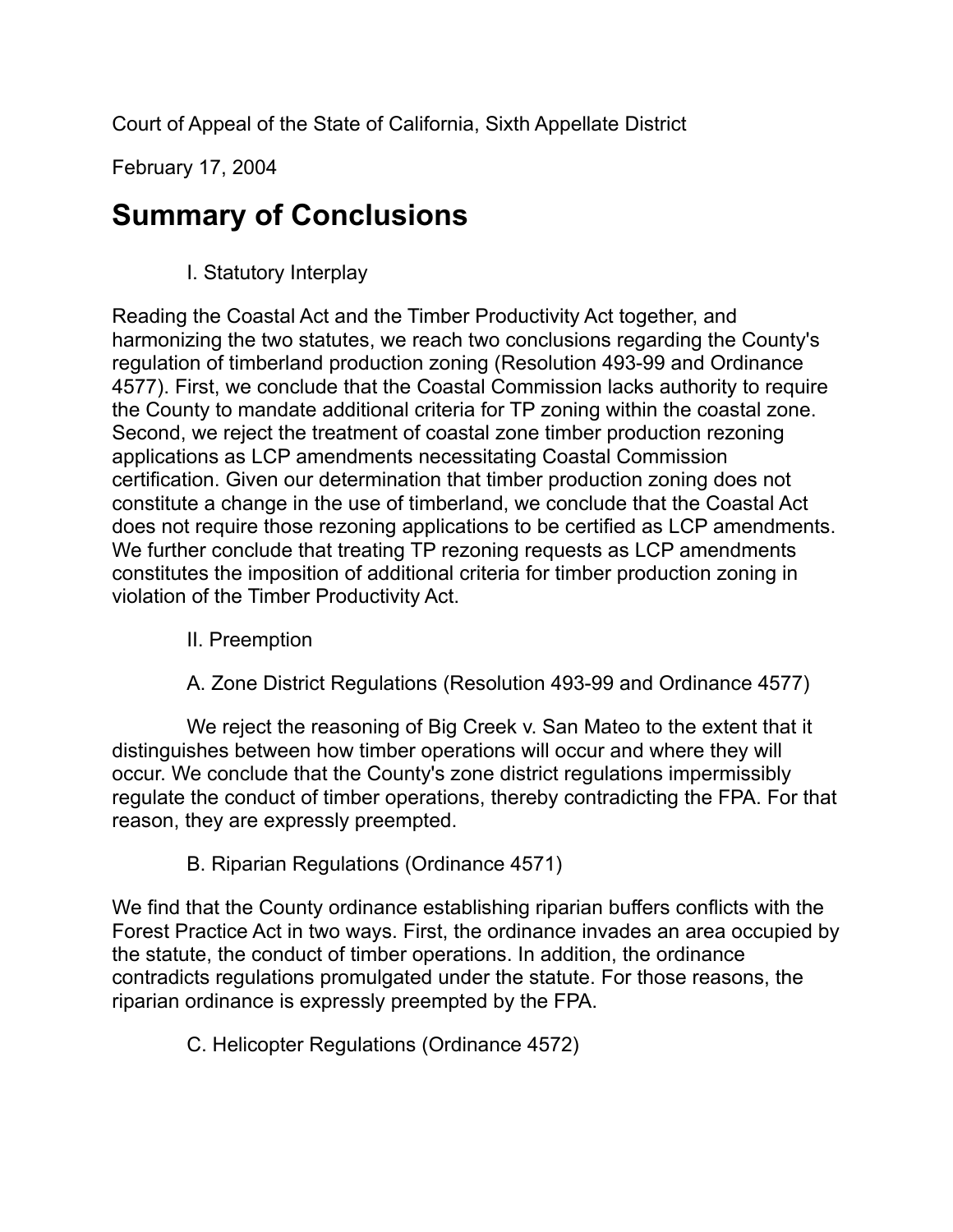Court of Appeal of the State of California, Sixth Appellate District

February 17, 2004

# Summary of Conclusions

I. Statutory Interplay

Reading the Coastal Act and the Timber Productivity Act together, and harmonizing the two statutes, we reach two conclusions regarding the County's regulation of timberland production zoning (Resolution 493-99 and Ordinance 4577). First, we conclude that the Coastal Commission lacks authority to require the County to mandate additional criteria for TP zoning within the coastal zone. Second, we reject the treatment of coastal zone timber production rezoning applications as LCP amendments necessitating Coastal Commission certification. Given our determination that timber production zoning does not constitute a change in the use of timberland, we conclude that the Coastal Act does not require those rezoning applications to be certified as LCP amendments. We further conclude that treating TP rezoning requests as LCP amendments constitutes the imposition of additional criteria for timber production zoning in violation of the Timber Productivity Act.

II. Preemption

A. Zone District Regulations (Resolution 493-99 and Ordinance 4577)

We reject the reasoning of Big Creek v. San Mateo to the extent that it distinguishes between how timber operations will occur and where they will occur. We conclude that the County's zone district regulations impermissibly regulate the conduct of timber operations, thereby contradicting the FPA. For that reason, they are expressly preempted.

B. Riparian Regulations (Ordinance 4571)

We find that the County ordinance establishing riparian buffers conflicts with the Forest Practice Act in two ways. First, the ordinance invades an area occupied by the statute, the conduct of timber operations. In addition, the ordinance contradicts regulations promulgated under the statute. For those reasons, the riparian ordinance is expressly preempted by the FPA.

C. Helicopter Regulations (Ordinance 4572)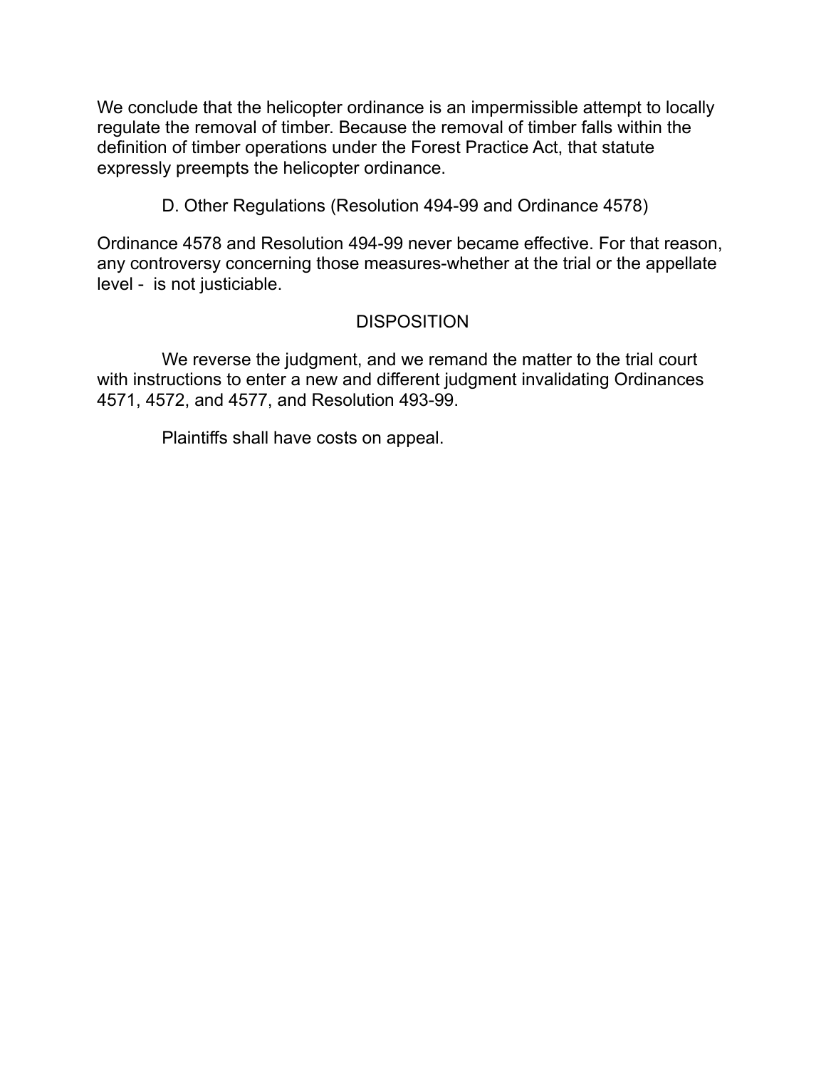We conclude that the helicopter ordinance is an impermissible attempt to locally regulate the removal of timber. Because the removal of timber falls within the definition of timber operations under the Forest Practice Act, that statute expressly preempts the helicopter ordinance.

D. Other Regulations (Resolution 494-99 and Ordinance 4578)

Ordinance 4578 and Resolution 494-99 never became effective. For that reason, any controversy concerning those measures-whether at the trial or the appellate level - is not justiciable.

## DISPOSITION

We reverse the judgment, and we remand the matter to the trial court with instructions to enter a new and different judgment invalidating Ordinances 4571, 4572, and 4577, and Resolution 493-99.

Plaintiffs shall have costs on appeal.